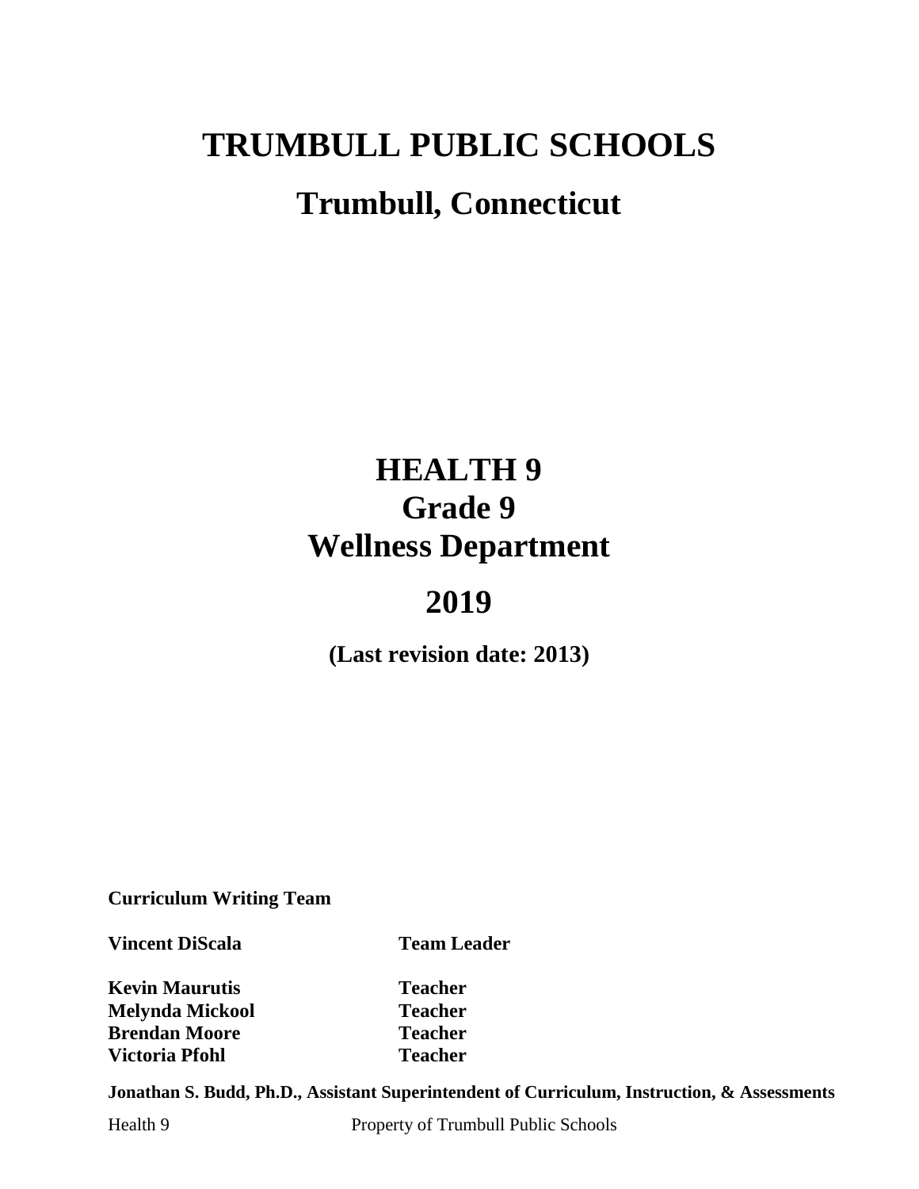# TRUMBULL PUBLIC SCHOOLS

## Trumbull, Connecticut

# HEALTH 9
## Grade 9
## Wellness Department

## 2019

**(Last revision date: 2013)**

**Curriculum Writing Team**

| | |
|---|---|
| **Vincent DiScala** | **Team Leader** |
| **Kevin Maurutis** | **Teacher** |
| **Melynda Mickool** | **Teacher** |
| **Brendan Moore** | **Teacher** |
| **Victoria Pfohl** | **Teacher** |

**Jonathan S. Budd, Ph.D., Assistant Superintendent of Curriculum, Instruction, & Assessments**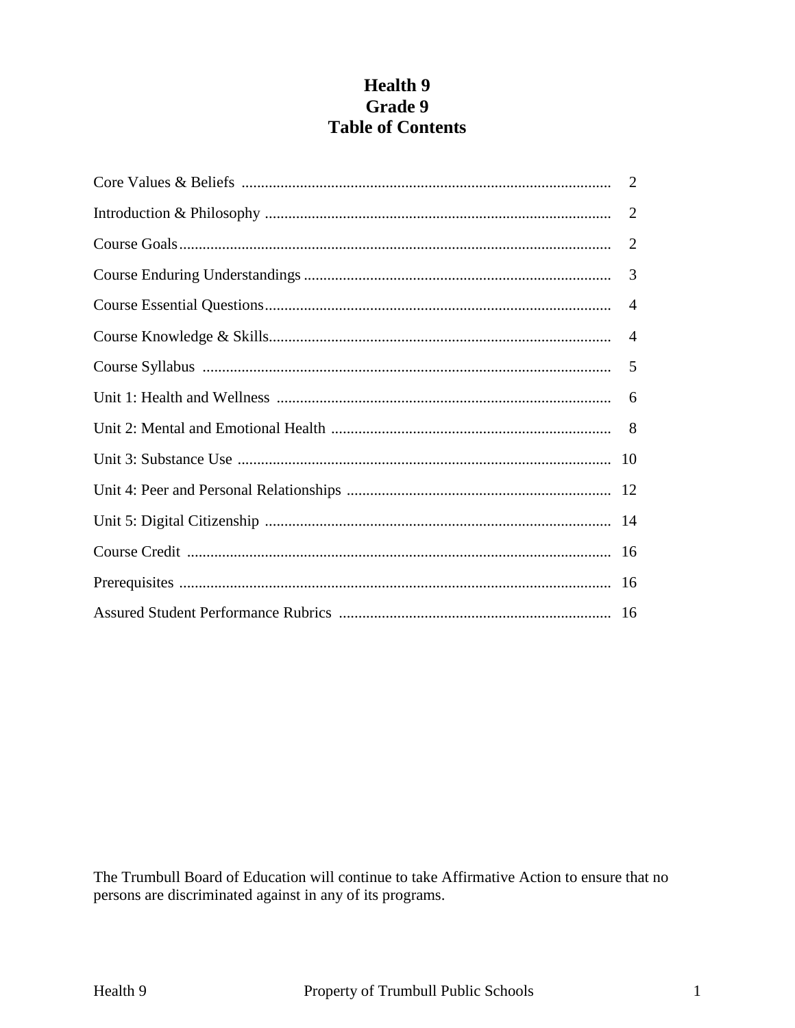# Health 9
# Grade 9
# Table of Contents

| | |
|---|---|
| Core Values & Beliefs | 2 |
| Introduction & Philosophy | 2 |
| Course Goals | 2 |
| Course Enduring Understandings | 3 |
| Course Essential Questions | 4 |
| Course Knowledge & Skills | 4 |
| Course Syllabus | 5 |
| Unit 1: Health and Wellness | 6 |
| Unit 2: Mental and Emotional Health | 8 |
| Unit 3: Substance Use | 10 |
| Unit 4: Peer and Personal Relationships | 12 |
| Unit 5: Digital Citizenship | 14 |
| Course Credit | 16 |
| Prerequisites | 16 |
| Assured Student Performance Rubrics | 16 |

The Trumbull Board of Education will continue to take Affirmative Action to ensure that no persons are discriminated against in any of its programs.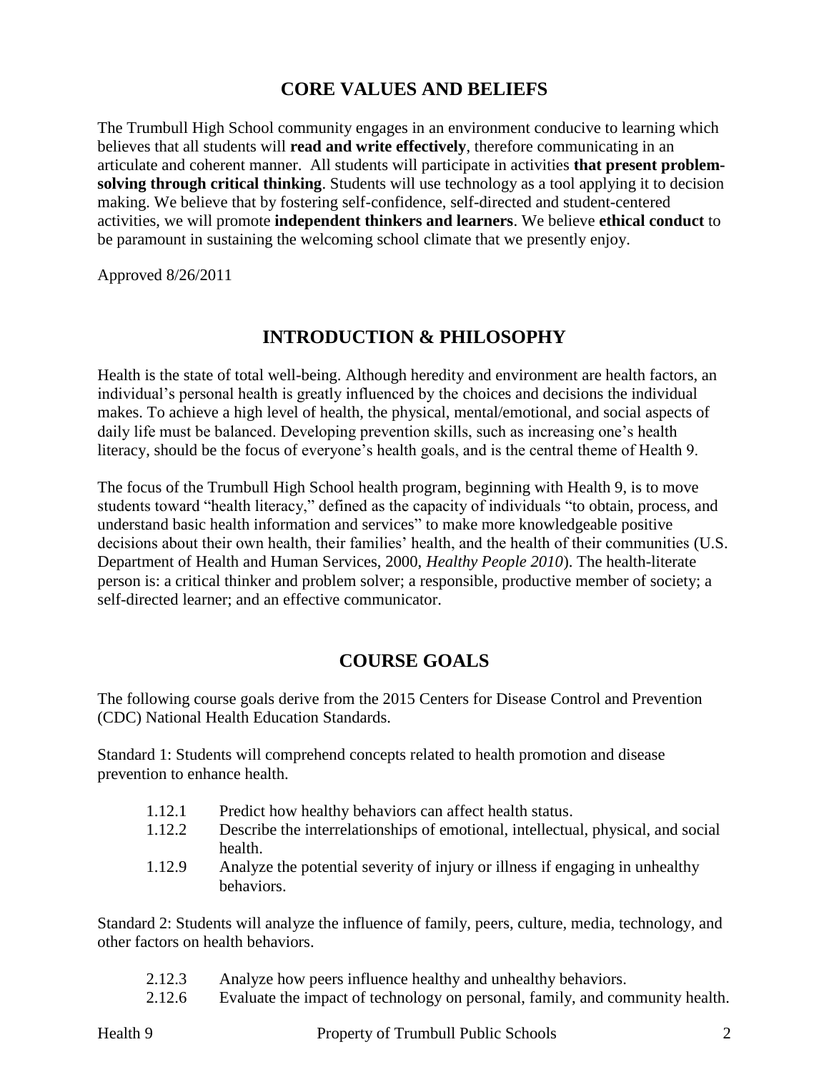## CORE VALUES AND BELIEFS

The Trumbull High School community engages in an environment conducive to learning which believes that all students will **read and write effectively**, therefore communicating in an articulate and coherent manner. All students will participate in activities **that present problem-solving through critical thinking**. Students will use technology as a tool applying it to decision making. We believe that by fostering self-confidence, self-directed and student-centered activities, we will promote **independent thinkers and learners**. We believe **ethical conduct** to be paramount in sustaining the welcoming school climate that we presently enjoy.

Approved 8/26/2011

## INTRODUCTION & PHILOSOPHY

Health is the state of total well-being. Although heredity and environment are health factors, an individual's personal health is greatly influenced by the choices and decisions the individual makes. To achieve a high level of health, the physical, mental/emotional, and social aspects of daily life must be balanced. Developing prevention skills, such as increasing one's health literacy, should be the focus of everyone's health goals, and is the central theme of Health 9.

The focus of the Trumbull High School health program, beginning with Health 9, is to move students toward "health literacy," defined as the capacity of individuals "to obtain, process, and understand basic health information and services" to make more knowledgeable positive decisions about their own health, their families' health, and the health of their communities (U.S. Department of Health and Human Services, 2000, *Healthy People 2010*). The health-literate person is: a critical thinker and problem solver; a responsible, productive member of society; a self-directed learner; and an effective communicator.

## COURSE GOALS

The following course goals derive from the 2015 Centers for Disease Control and Prevention (CDC) National Health Education Standards.

Standard 1: Students will comprehend concepts related to health promotion and disease prevention to enhance health.

- 1.12.1 Predict how healthy behaviors can affect health status.
- 1.12.2 Describe the interrelationships of emotional, intellectual, physical, and social health.
- 1.12.9 Analyze the potential severity of injury or illness if engaging in unhealthy behaviors.

Standard 2: Students will analyze the influence of family, peers, culture, media, technology, and other factors on health behaviors.

- 2.12.3 Analyze how peers influence healthy and unhealthy behaviors.
- 2.12.6 Evaluate the impact of technology on personal, family, and community health.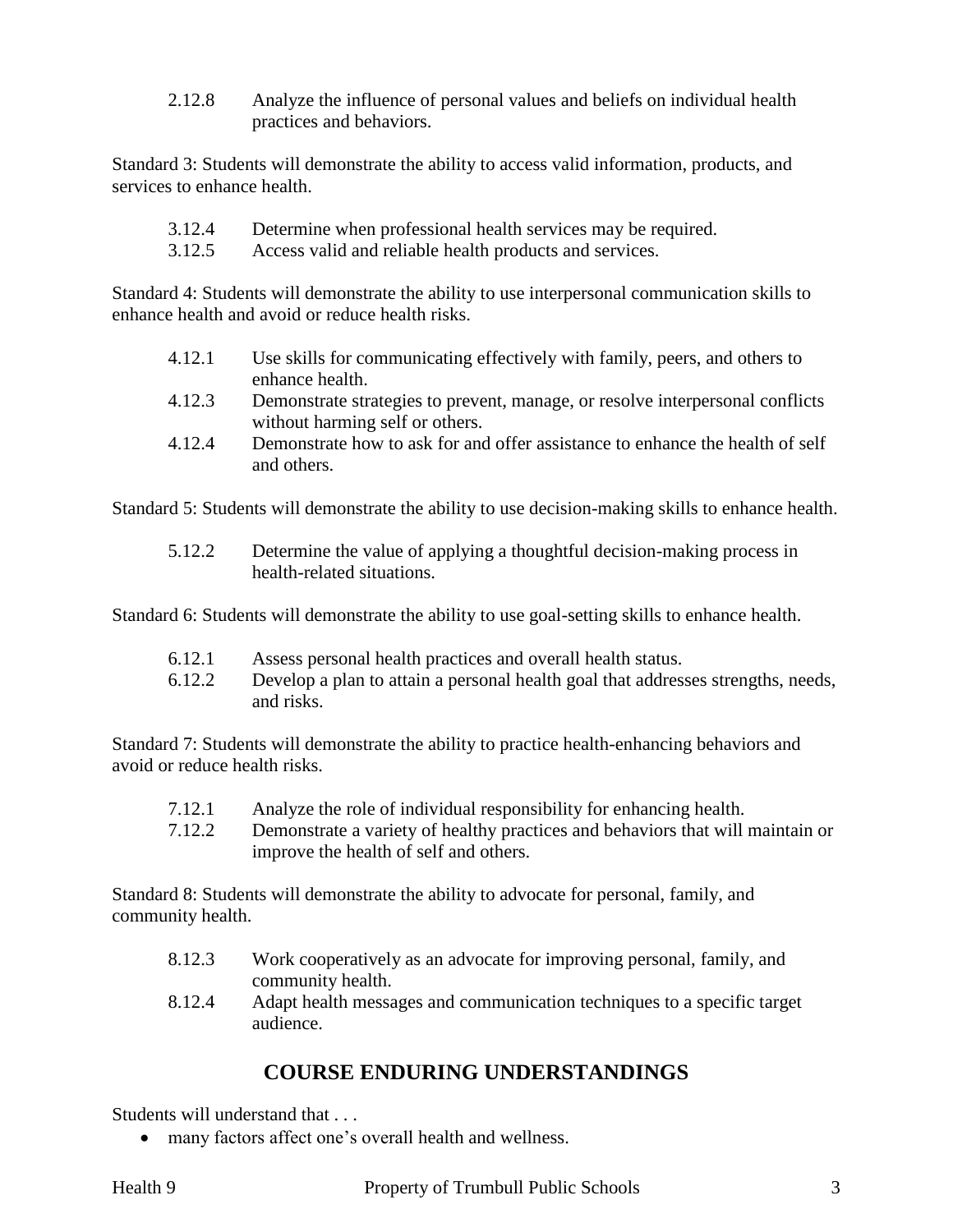2.12.8 Analyze the influence of personal values and beliefs on individual health practices and behaviors.

Standard 3: Students will demonstrate the ability to access valid information, products, and services to enhance health.

3.12.4 Determine when professional health services may be required.
3.12.5 Access valid and reliable health products and services.

Standard 4: Students will demonstrate the ability to use interpersonal communication skills to enhance health and avoid or reduce health risks.

4.12.1 Use skills for communicating effectively with family, peers, and others to enhance health.
4.12.3 Demonstrate strategies to prevent, manage, or resolve interpersonal conflicts without harming self or others.
4.12.4 Demonstrate how to ask for and offer assistance to enhance the health of self and others.

Standard 5: Students will demonstrate the ability to use decision-making skills to enhance health.

5.12.2 Determine the value of applying a thoughtful decision-making process in health-related situations.

Standard 6: Students will demonstrate the ability to use goal-setting skills to enhance health.

6.12.1 Assess personal health practices and overall health status.
6.12.2 Develop a plan to attain a personal health goal that addresses strengths, needs, and risks.

Standard 7: Students will demonstrate the ability to practice health-enhancing behaviors and avoid or reduce health risks.

7.12.1 Analyze the role of individual responsibility for enhancing health.
7.12.2 Demonstrate a variety of healthy practices and behaviors that will maintain or improve the health of self and others.

Standard 8: Students will demonstrate the ability to advocate for personal, family, and community health.

8.12.3 Work cooperatively as an advocate for improving personal, family, and community health.
8.12.4 Adapt health messages and communication techniques to a specific target audience.

## COURSE ENDURING UNDERSTANDINGS

Students will understand that . . .

- many factors affect one's overall health and wellness.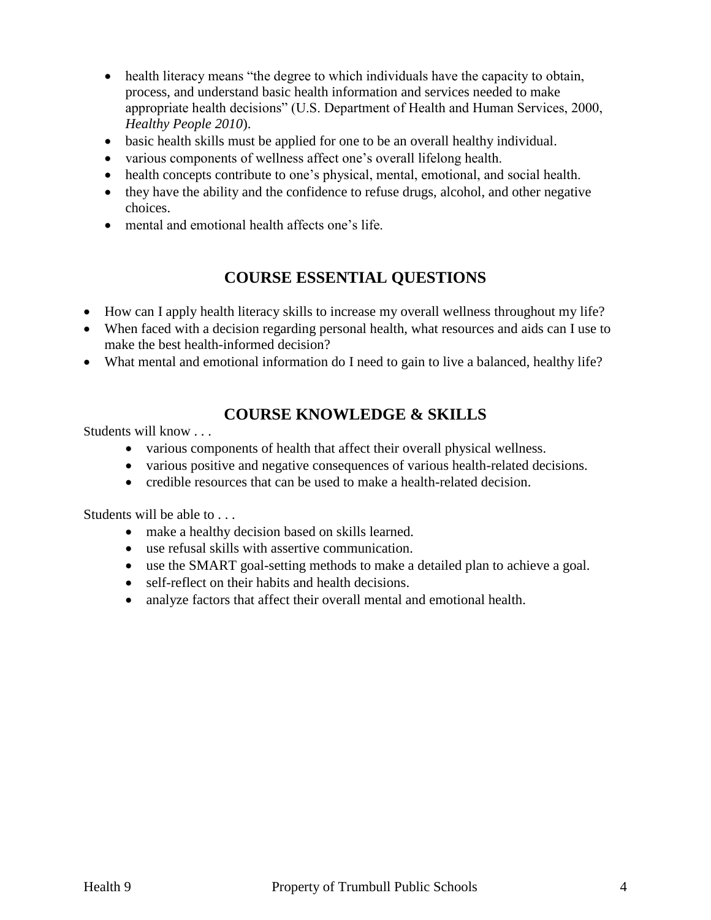- health literacy means "the degree to which individuals have the capacity to obtain, process, and understand basic health information and services needed to make appropriate health decisions" (U.S. Department of Health and Human Services, 2000, *Healthy People 2010*).
- basic health skills must be applied for one to be an overall healthy individual.
- various components of wellness affect one's overall lifelong health.
- health concepts contribute to one's physical, mental, emotional, and social health.
- they have the ability and the confidence to refuse drugs, alcohol, and other negative choices.
- mental and emotional health affects one's life.

## COURSE ESSENTIAL QUESTIONS

- How can I apply health literacy skills to increase my overall wellness throughout my life?
- When faced with a decision regarding personal health, what resources and aids can I use to make the best health-informed decision?
- What mental and emotional information do I need to gain to live a balanced, healthy life?

## COURSE KNOWLEDGE & SKILLS

Students will know . . .

- various components of health that affect their overall physical wellness.
- various positive and negative consequences of various health-related decisions.
- credible resources that can be used to make a health-related decision.

Students will be able to . . .

- make a healthy decision based on skills learned.
- use refusal skills with assertive communication.
- use the SMART goal-setting methods to make a detailed plan to achieve a goal.
- self-reflect on their habits and health decisions.
- analyze factors that affect their overall mental and emotional health.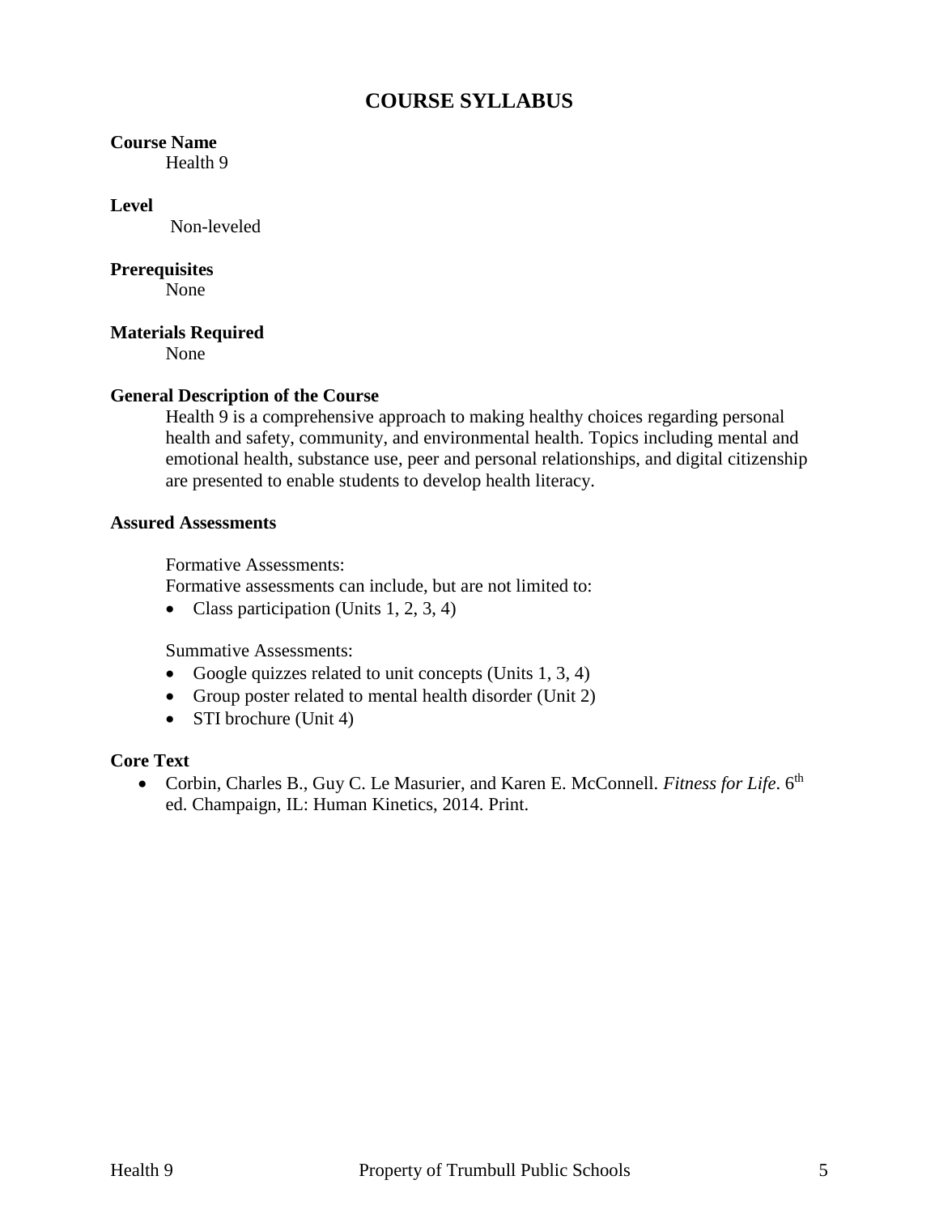# COURSE SYLLABUS

**Course Name**

Health 9

**Level**

Non-leveled

**Prerequisites**

None

**Materials Required**

None

**General Description of the Course**

Health 9 is a comprehensive approach to making healthy choices regarding personal health and safety, community, and environmental health. Topics including mental and emotional health, substance use, peer and personal relationships, and digital citizenship are presented to enable students to develop health literacy.

**Assured Assessments**

Formative Assessments:

Formative assessments can include, but are not limited to:

- Class participation (Units 1, 2, 3, 4)

Summative Assessments:

- Google quizzes related to unit concepts (Units 1, 3, 4)
- Group poster related to mental health disorder (Unit 2)
- STI brochure (Unit 4)

**Core Text**

- Corbin, Charles B., Guy C. Le Masurier, and Karen E. McConnell. *Fitness for Life*. 6th ed. Champaign, IL: Human Kinetics, 2014. Print.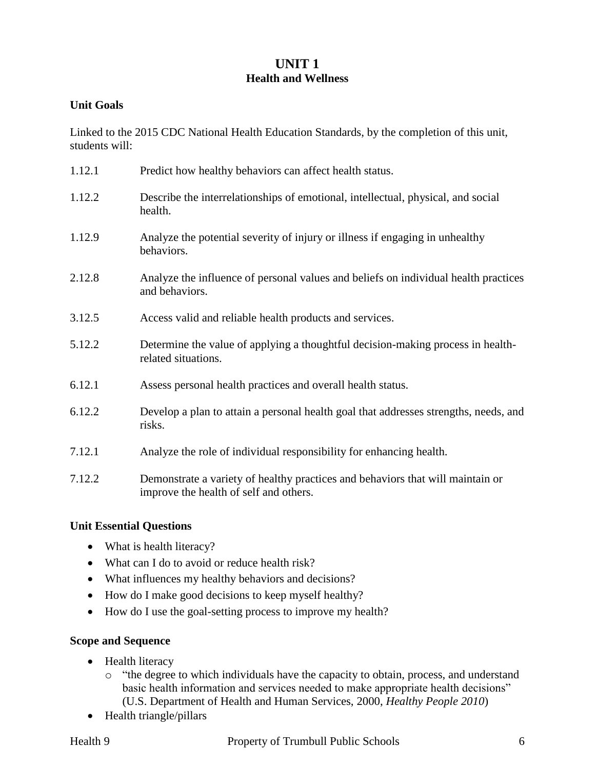# UNIT 1
## Health and Wellness

### Unit Goals

Linked to the 2015 CDC National Health Education Standards, by the completion of this unit, students will:

| | |
|---|---|
| 1.12.1 | Predict how healthy behaviors can affect health status. |
| 1.12.2 | Describe the interrelationships of emotional, intellectual, physical, and social health. |
| 1.12.9 | Analyze the potential severity of injury or illness if engaging in unhealthy behaviors. |
| 2.12.8 | Analyze the influence of personal values and beliefs on individual health practices and behaviors. |
| 3.12.5 | Access valid and reliable health products and services. |
| 5.12.2 | Determine the value of applying a thoughtful decision-making process in health-related situations. |
| 6.12.1 | Assess personal health practices and overall health status. |
| 6.12.2 | Develop a plan to attain a personal health goal that addresses strengths, needs, and risks. |
| 7.12.1 | Analyze the role of individual responsibility for enhancing health. |
| 7.12.2 | Demonstrate a variety of healthy practices and behaviors that will maintain or improve the health of self and others. |

### Unit Essential Questions

- What is health literacy?
- What can I do to avoid or reduce health risk?
- What influences my healthy behaviors and decisions?
- How do I make good decisions to keep myself healthy?
- How do I use the goal-setting process to improve my health?

### Scope and Sequence

- Health literacy
  - "the degree to which individuals have the capacity to obtain, process, and understand basic health information and services needed to make appropriate health decisions" (U.S. Department of Health and Human Services, 2000, *Healthy People 2010*)
- Health triangle/pillars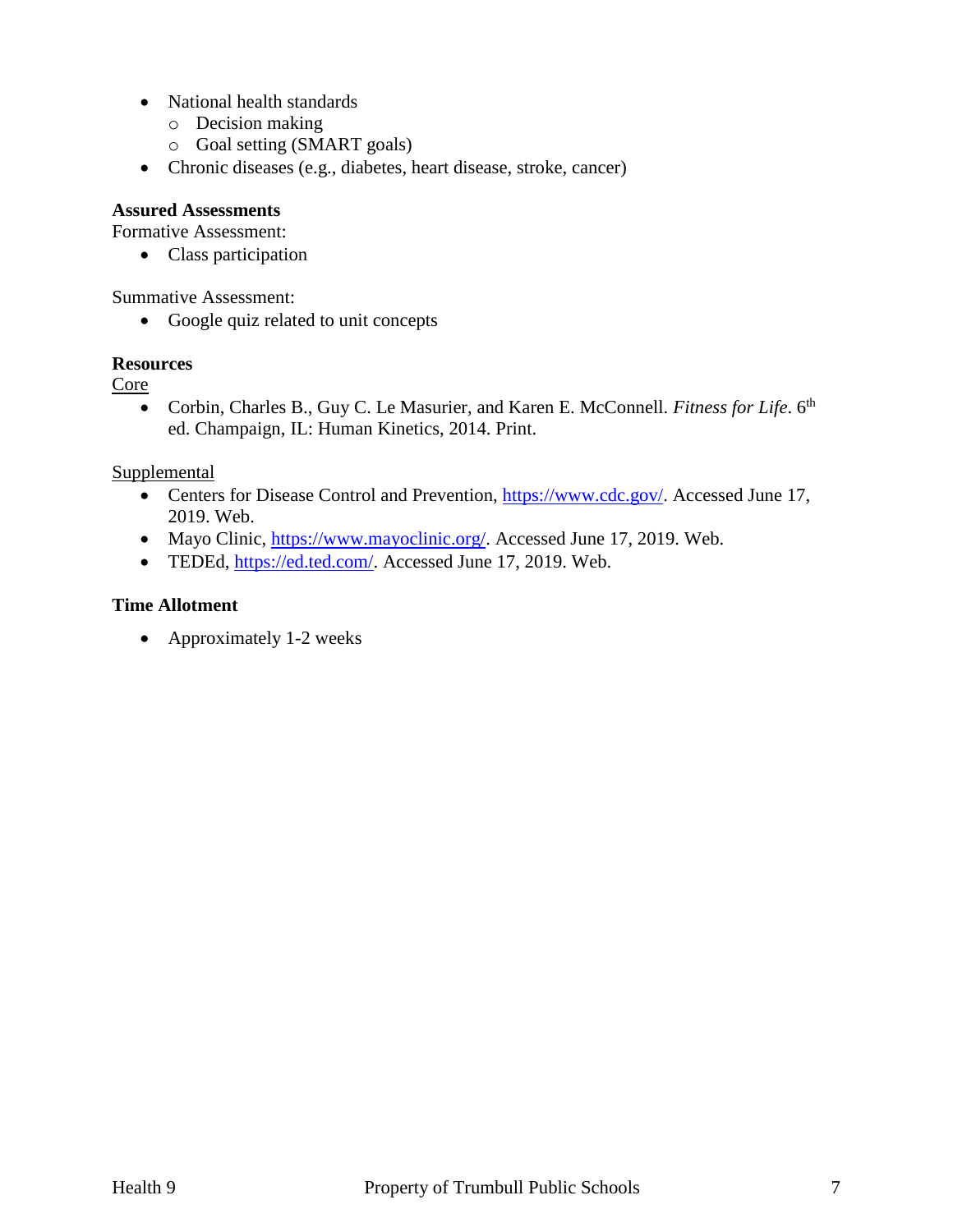- National health standards
  - Decision making
  - Goal setting (SMART goals)
- Chronic diseases (e.g., diabetes, heart disease, stroke, cancer)

**Assured Assessments**

Formative Assessment:

- Class participation

Summative Assessment:

- Google quiz related to unit concepts

**Resources**

Core

- Corbin, Charles B., Guy C. Le Masurier, and Karen E. McConnell. *Fitness for Life*. 6th ed. Champaign, IL: Human Kinetics, 2014. Print.

Supplemental

- Centers for Disease Control and Prevention, https://www.cdc.gov/. Accessed June 17, 2019. Web.
- Mayo Clinic, https://www.mayoclinic.org/. Accessed June 17, 2019. Web.
- TEDEd, https://ed.ted.com/. Accessed June 17, 2019. Web.

**Time Allotment**

- Approximately 1-2 weeks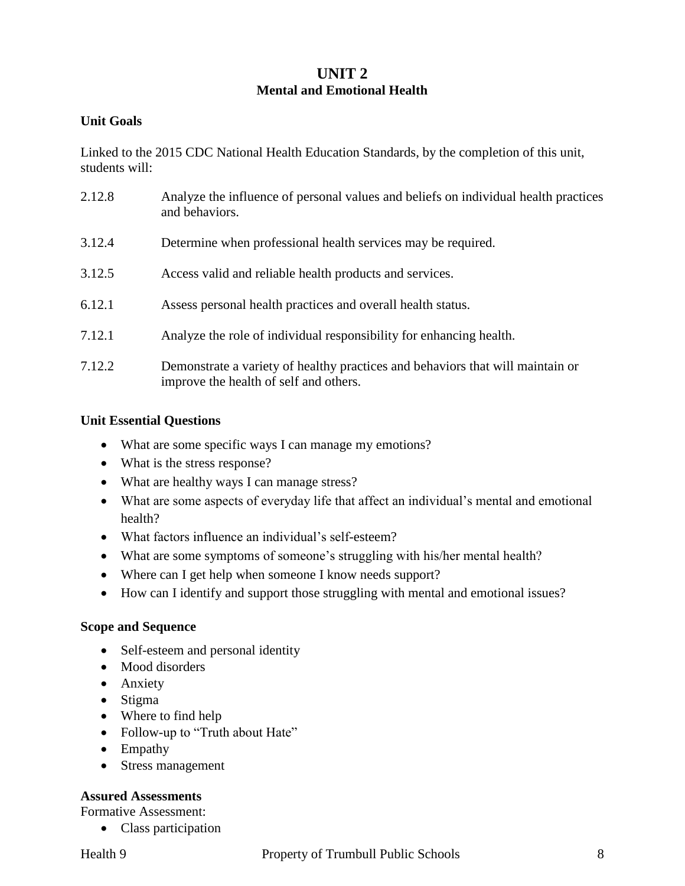# UNIT 2
## Mental and Emotional Health

### Unit Goals

Linked to the 2015 CDC National Health Education Standards, by the completion of this unit, students will:

| | |
|---|---|
| 2.12.8 | Analyze the influence of personal values and beliefs on individual health practices and behaviors. |
| 3.12.4 | Determine when professional health services may be required. |
| 3.12.5 | Access valid and reliable health products and services. |
| 6.12.1 | Assess personal health practices and overall health status. |
| 7.12.1 | Analyze the role of individual responsibility for enhancing health. |
| 7.12.2 | Demonstrate a variety of healthy practices and behaviors that will maintain or improve the health of self and others. |

### Unit Essential Questions

- What are some specific ways I can manage my emotions?
- What is the stress response?
- What are healthy ways I can manage stress?
- What are some aspects of everyday life that affect an individual's mental and emotional health?
- What factors influence an individual's self-esteem?
- What are some symptoms of someone's struggling with his/her mental health?
- Where can I get help when someone I know needs support?
- How can I identify and support those struggling with mental and emotional issues?

### Scope and Sequence

- Self-esteem and personal identity
- Mood disorders
- Anxiety
- Stigma
- Where to find help
- Follow-up to "Truth about Hate"
- Empathy
- Stress management

### Assured Assessments

Formative Assessment:

- Class participation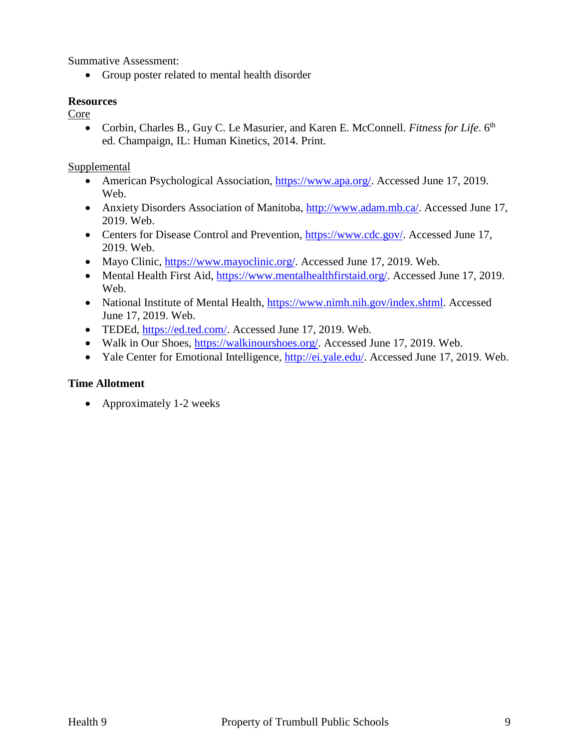Summative Assessment:

- Group poster related to mental health disorder

**Resources**

Core

- Corbin, Charles B., Guy C. Le Masurier, and Karen E. McConnell. *Fitness for Life*. 6th ed. Champaign, IL: Human Kinetics, 2014. Print.

Supplemental

- American Psychological Association, https://www.apa.org/. Accessed June 17, 2019. Web.
- Anxiety Disorders Association of Manitoba, http://www.adam.mb.ca/. Accessed June 17, 2019. Web.
- Centers for Disease Control and Prevention, https://www.cdc.gov/. Accessed June 17, 2019. Web.
- Mayo Clinic, https://www.mayoclinic.org/. Accessed June 17, 2019. Web.
- Mental Health First Aid, https://www.mentalhealthfirstaid.org/. Accessed June 17, 2019. Web.
- National Institute of Mental Health, https://www.nimh.nih.gov/index.shtml. Accessed June 17, 2019. Web.
- TEDEd, https://ed.ted.com/. Accessed June 17, 2019. Web.
- Walk in Our Shoes, https://walkinourshoes.org/. Accessed June 17, 2019. Web.
- Yale Center for Emotional Intelligence, http://ei.yale.edu/. Accessed June 17, 2019. Web.

**Time Allotment**

- Approximately 1-2 weeks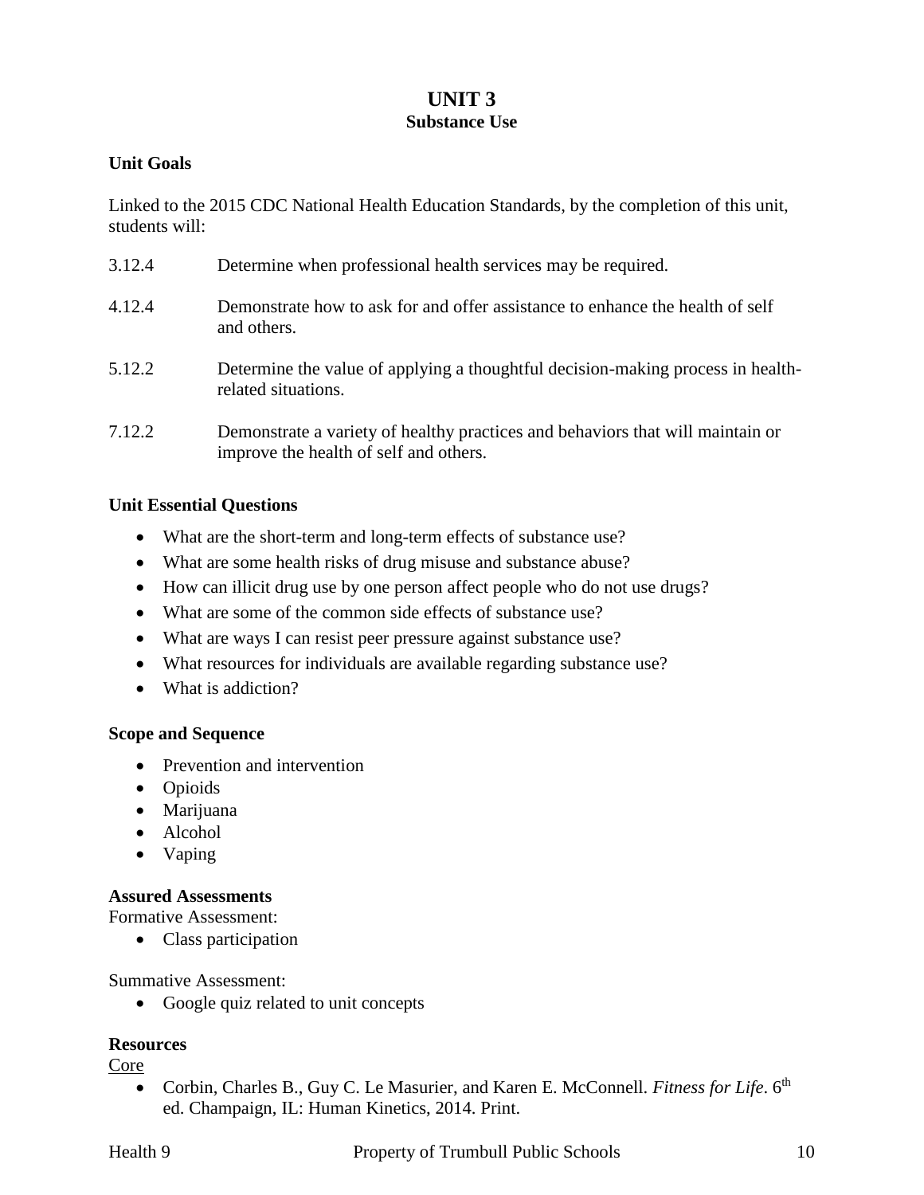# UNIT 3
## Substance Use

**Unit Goals**

Linked to the 2015 CDC National Health Education Standards, by the completion of this unit, students will:

3.12.4 Determine when professional health services may be required.

4.12.4 Demonstrate how to ask for and offer assistance to enhance the health of self and others.

5.12.2 Determine the value of applying a thoughtful decision-making process in health-related situations.

7.12.2 Demonstrate a variety of healthy practices and behaviors that will maintain or improve the health of self and others.

**Unit Essential Questions**

- What are the short-term and long-term effects of substance use?
- What are some health risks of drug misuse and substance abuse?
- How can illicit drug use by one person affect people who do not use drugs?
- What are some of the common side effects of substance use?
- What are ways I can resist peer pressure against substance use?
- What resources for individuals are available regarding substance use?
- What is addiction?

**Scope and Sequence**

- Prevention and intervention
- Opioids
- Marijuana
- Alcohol
- Vaping

**Assured Assessments**

Formative Assessment:

- Class participation

Summative Assessment:

- Google quiz related to unit concepts

**Resources**

Core

- Corbin, Charles B., Guy C. Le Masurier, and Karen E. McConnell. *Fitness for Life*. 6th ed. Champaign, IL: Human Kinetics, 2014. Print.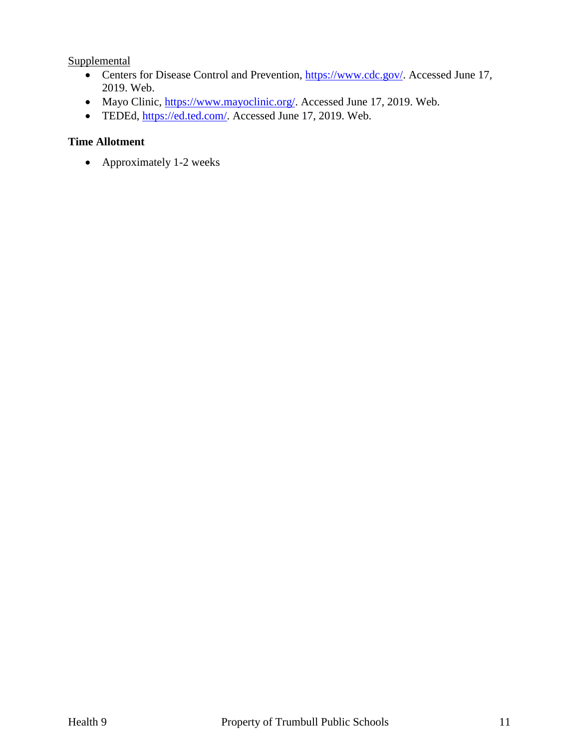Supplemental

- Centers for Disease Control and Prevention, https://www.cdc.gov/. Accessed June 17, 2019. Web.
- Mayo Clinic, https://www.mayoclinic.org/. Accessed June 17, 2019. Web.
- TEDEd, https://ed.ted.com/. Accessed June 17, 2019. Web.

**Time Allotment**

- Approximately 1-2 weeks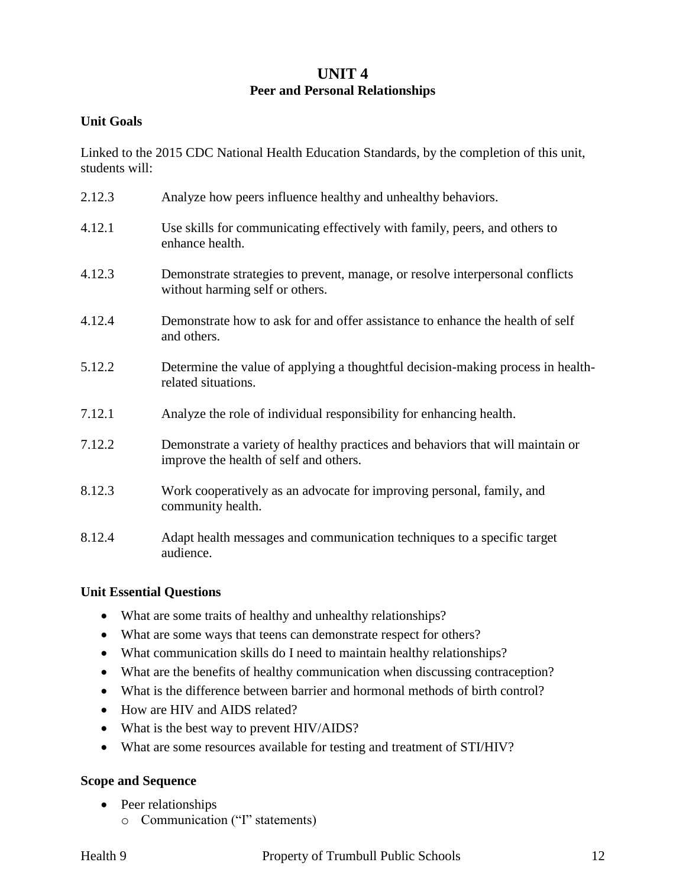# UNIT 4
## Peer and Personal Relationships

### Unit Goals

Linked to the 2015 CDC National Health Education Standards, by the completion of this unit, students will:

| | |
|---|---|
| 2.12.3 | Analyze how peers influence healthy and unhealthy behaviors. |
| 4.12.1 | Use skills for communicating effectively with family, peers, and others to enhance health. |
| 4.12.3 | Demonstrate strategies to prevent, manage, or resolve interpersonal conflicts without harming self or others. |
| 4.12.4 | Demonstrate how to ask for and offer assistance to enhance the health of self and others. |
| 5.12.2 | Determine the value of applying a thoughtful decision-making process in health-related situations. |
| 7.12.1 | Analyze the role of individual responsibility for enhancing health. |
| 7.12.2 | Demonstrate a variety of healthy practices and behaviors that will maintain or improve the health of self and others. |
| 8.12.3 | Work cooperatively as an advocate for improving personal, family, and community health. |
| 8.12.4 | Adapt health messages and communication techniques to a specific target audience. |

### Unit Essential Questions

- What are some traits of healthy and unhealthy relationships?
- What are some ways that teens can demonstrate respect for others?
- What communication skills do I need to maintain healthy relationships?
- What are the benefits of healthy communication when discussing contraception?
- What is the difference between barrier and hormonal methods of birth control?
- How are HIV and AIDS related?
- What is the best way to prevent HIV/AIDS?
- What are some resources available for testing and treatment of STI/HIV?

### Scope and Sequence

- Peer relationships
  - Communication ("I" statements)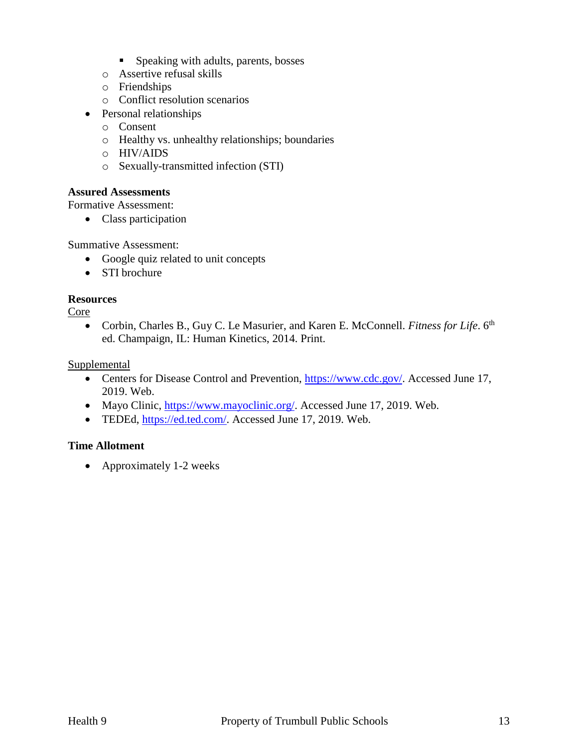- Speaking with adults, parents, bosses
    - Assertive refusal skills
    - Friendships
    - Conflict resolution scenarios
- Personal relationships
    - Consent
    - Healthy vs. unhealthy relationships; boundaries
    - HIV/AIDS
    - Sexually-transmitted infection (STI)

**Assured Assessments**

Formative Assessment:

- Class participation

Summative Assessment:

- Google quiz related to unit concepts
- STI brochure

**Resources**

Core

- Corbin, Charles B., Guy C. Le Masurier, and Karen E. McConnell. *Fitness for Life*. 6th ed. Champaign, IL: Human Kinetics, 2014. Print.

Supplemental

- Centers for Disease Control and Prevention, https://www.cdc.gov/. Accessed June 17, 2019. Web.
- Mayo Clinic, https://www.mayoclinic.org/. Accessed June 17, 2019. Web.
- TEDEd, https://ed.ted.com/. Accessed June 17, 2019. Web.

**Time Allotment**

- Approximately 1-2 weeks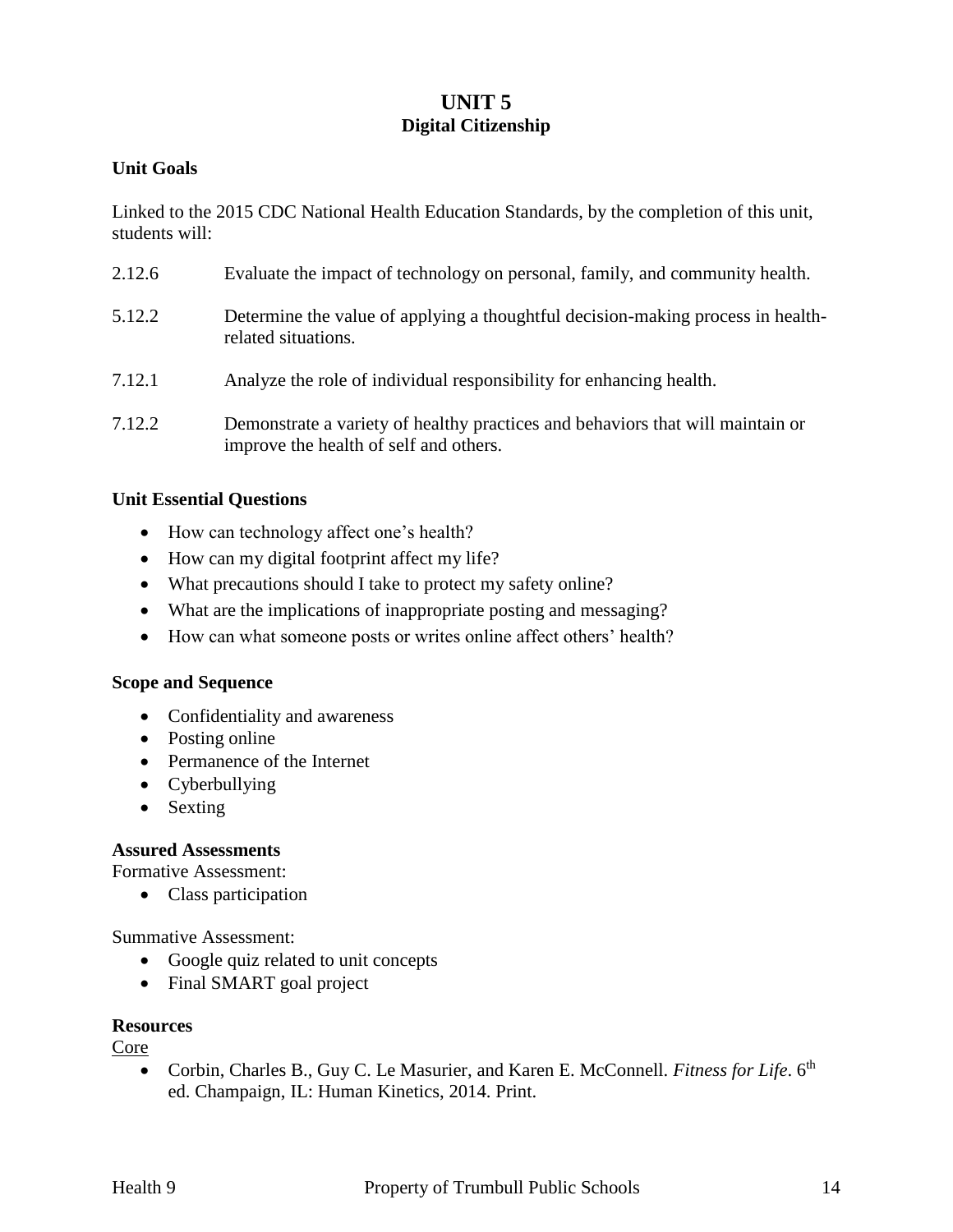# UNIT 5
## Digital Citizenship

**Unit Goals**

Linked to the 2015 CDC National Health Education Standards, by the completion of this unit, students will:

| | |
|---|---|
| 2.12.6 | Evaluate the impact of technology on personal, family, and community health. |
| 5.12.2 | Determine the value of applying a thoughtful decision-making process in health-related situations. |
| 7.12.1 | Analyze the role of individual responsibility for enhancing health. |
| 7.12.2 | Demonstrate a variety of healthy practices and behaviors that will maintain or improve the health of self and others. |

**Unit Essential Questions**

- How can technology affect one's health?
- How can my digital footprint affect my life?
- What precautions should I take to protect my safety online?
- What are the implications of inappropriate posting and messaging?
- How can what someone posts or writes online affect others' health?

**Scope and Sequence**

- Confidentiality and awareness
- Posting online
- Permanence of the Internet
- Cyberbullying
- Sexting

**Assured Assessments**

Formative Assessment:

- Class participation

Summative Assessment:

- Google quiz related to unit concepts
- Final SMART goal project

**Resources**

Core

- Corbin, Charles B., Guy C. Le Masurier, and Karen E. McConnell. *Fitness for Life*. 6th ed. Champaign, IL: Human Kinetics, 2014. Print.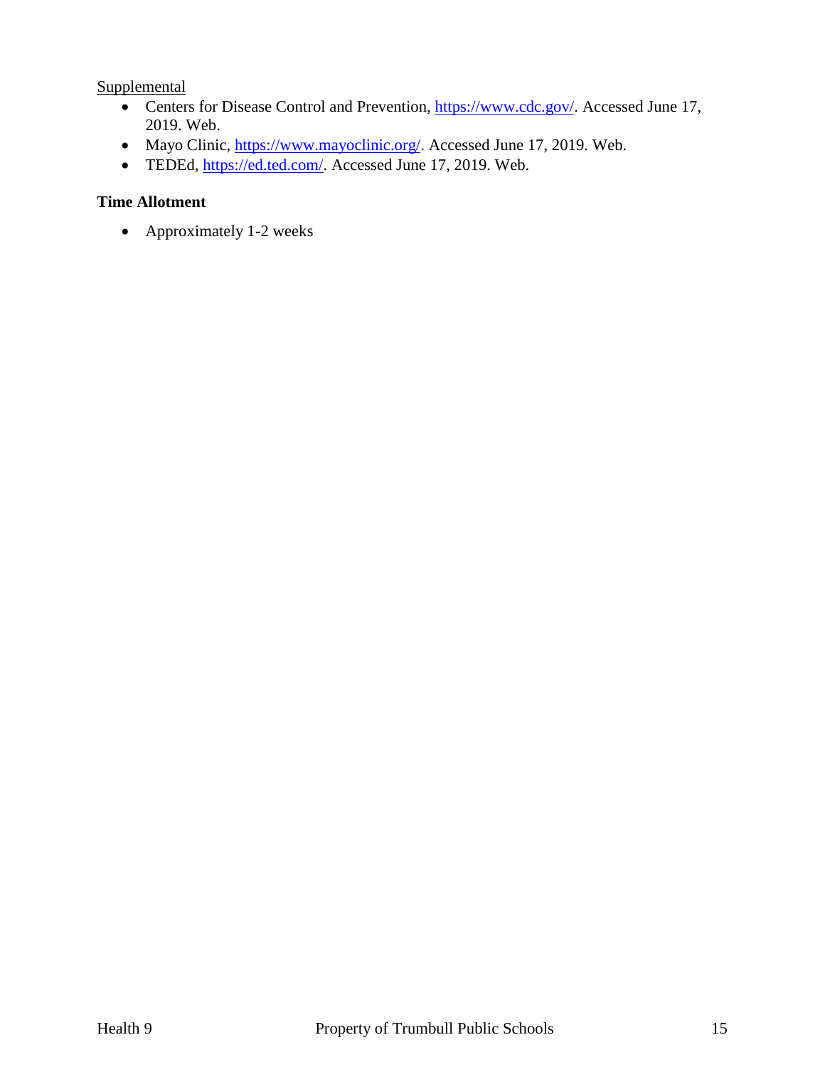<u>Supplemental</u>

- Centers for Disease Control and Prevention, https://www.cdc.gov/. Accessed June 17, 2019. Web.
- Mayo Clinic, https://www.mayoclinic.org/. Accessed June 17, 2019. Web.
- TEDEd, https://ed.ted.com/. Accessed June 17, 2019. Web.

**Time Allotment**

- Approximately 1-2 weeks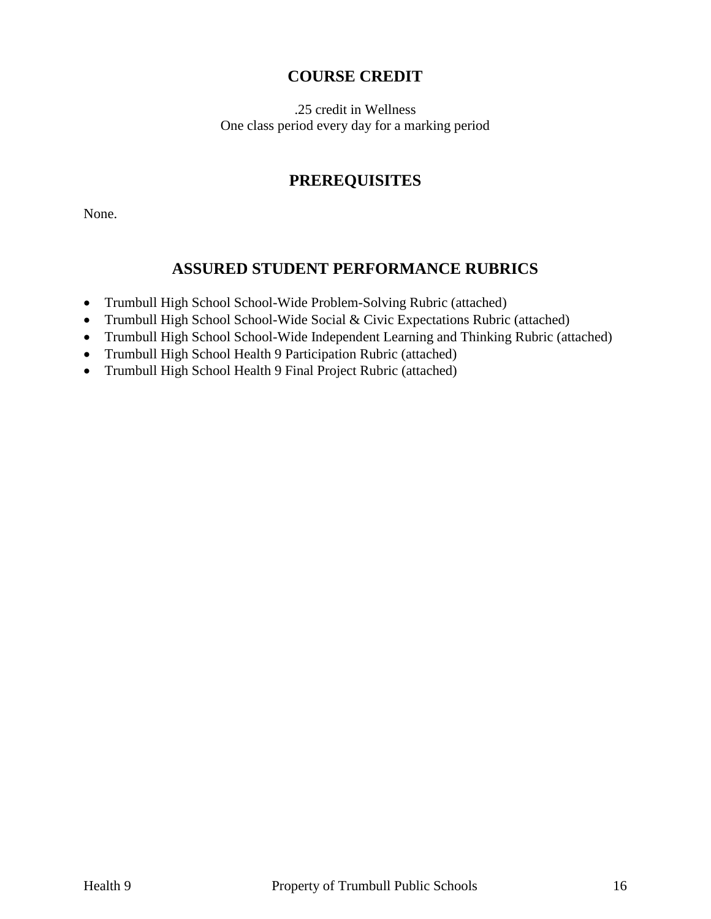## COURSE CREDIT

.25 credit in Wellness
One class period every day for a marking period

## PREREQUISITES

None.

## ASSURED STUDENT PERFORMANCE RUBRICS

- Trumbull High School School-Wide Problem-Solving Rubric (attached)
- Trumbull High School School-Wide Social & Civic Expectations Rubric (attached)
- Trumbull High School School-Wide Independent Learning and Thinking Rubric (attached)
- Trumbull High School Health 9 Participation Rubric (attached)
- Trumbull High School Health 9 Final Project Rubric (attached)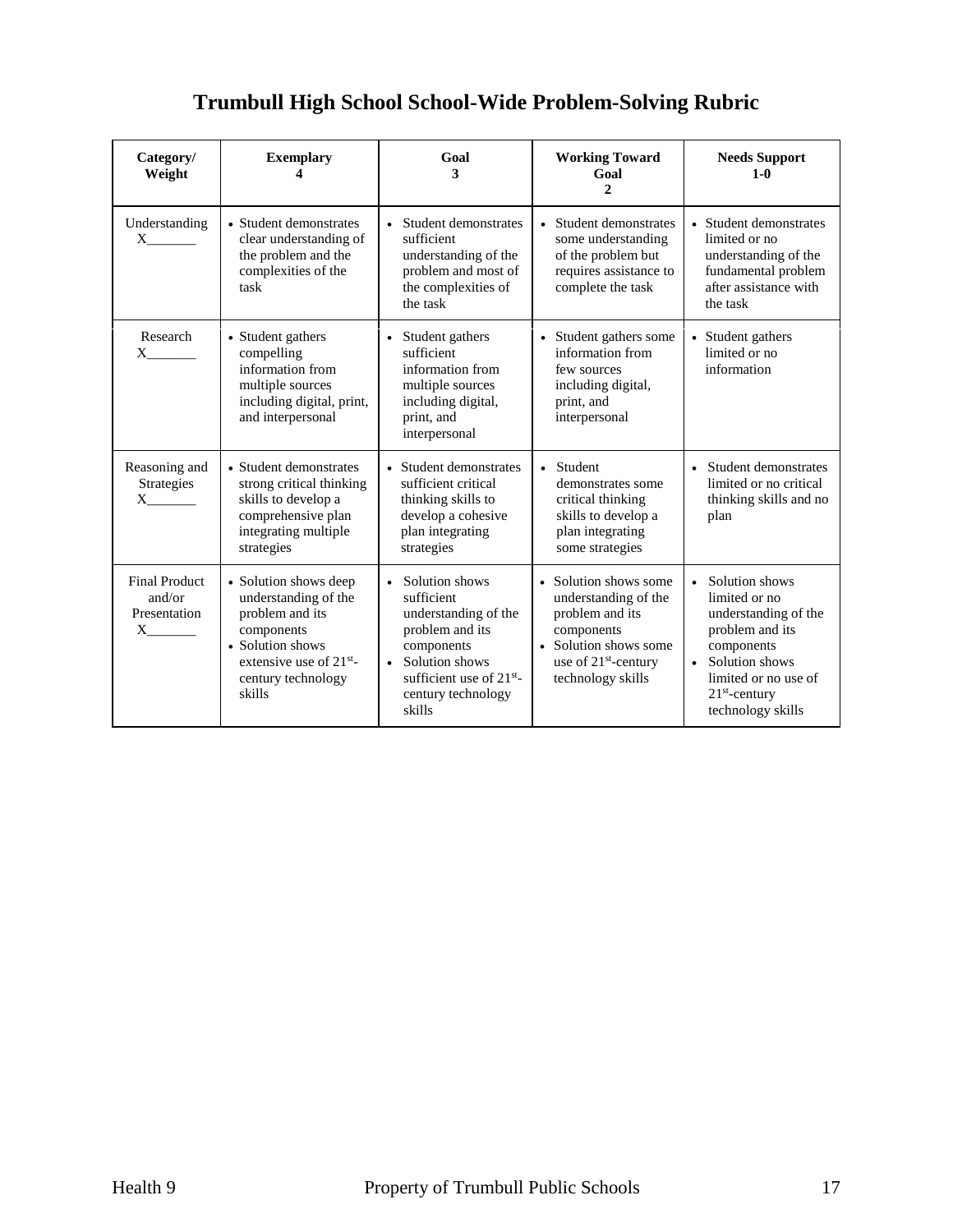# Trumbull High School School-Wide Problem-Solving Rubric

| Category/ Weight | Exemplary 4 | Goal 3 | Working Toward Goal 2 | Needs Support 1-0 |
|---|---|---|---|---|
| Understanding X_______ | • Student demonstrates clear understanding of the problem and the complexities of the task | • Student demonstrates sufficient understanding of the problem and most of the complexities of the task | • Student demonstrates some understanding of the problem but requires assistance to complete the task | • Student demonstrates limited or no understanding of the fundamental problem after assistance with the task |
| Research X_______ | • Student gathers compelling information from multiple sources including digital, print, and interpersonal | • Student gathers sufficient information from multiple sources including digital, print, and interpersonal | • Student gathers some information from few sources including digital, print, and interpersonal | • Student gathers limited or no information |
| Reasoning and Strategies X_______ | • Student demonstrates strong critical thinking skills to develop a comprehensive plan integrating multiple strategies | • Student demonstrates sufficient critical thinking skills to develop a cohesive plan integrating strategies | • Student demonstrates some critical thinking skills to develop a plan integrating some strategies | • Student demonstrates limited or no critical thinking skills and no plan |
| Final Product and/or Presentation X_______ | • Solution shows deep understanding of the problem and its components<br>• Solution shows extensive use of 21st-century technology skills | • Solution shows sufficient understanding of the problem and its components<br>• Solution shows sufficient use of 21st-century technology skills | • Solution shows some understanding of the problem and its components<br>• Solution shows some use of 21st-century technology skills | • Solution shows limited or no understanding of the problem and its components<br>• Solution shows limited or no use of 21st-century technology skills |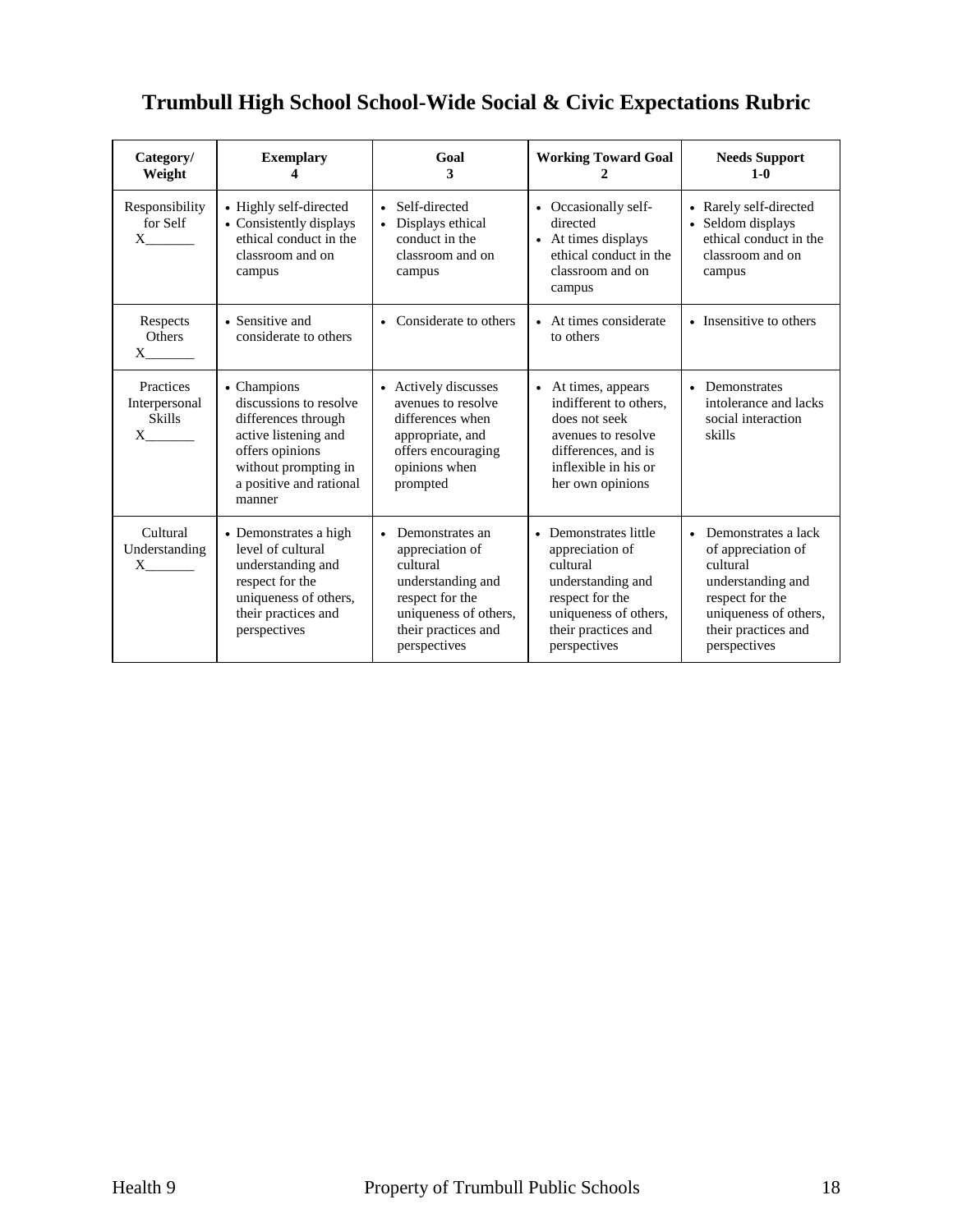# Trumbull High School School-Wide Social & Civic Expectations Rubric

| Category/ Weight | Exemplary 4 | Goal 3 | Working Toward Goal 2 | Needs Support 1-0 |
|---|---|---|---|---|
| Responsibility for Self X_______ | • Highly self-directed<br>• Consistently displays ethical conduct in the classroom and on campus | • Self-directed<br>• Displays ethical conduct in the classroom and on campus | • Occasionally self-directed<br>• At times displays ethical conduct in the classroom and on campus | • Rarely self-directed<br>• Seldom displays ethical conduct in the classroom and on campus |
| Respects Others X_______ | • Sensitive and considerate to others | • Considerate to others | • At times considerate to others | • Insensitive to others |
| Practices Interpersonal Skills X_______ | • Champions discussions to resolve differences through active listening and offers opinions without prompting in a positive and rational manner | • Actively discusses avenues to resolve differences when appropriate, and offers encouraging opinions when prompted | • At times, appears indifferent to others, does not seek avenues to resolve differences, and is inflexible in his or her own opinions | • Demonstrates intolerance and lacks social interaction skills |
| Cultural Understanding X_______ | • Demonstrates a high level of cultural understanding and respect for the uniqueness of others, their practices and perspectives | • Demonstrates an appreciation of cultural understanding and respect for the uniqueness of others, their practices and perspectives | • Demonstrates little appreciation of cultural understanding and respect for the uniqueness of others, their practices and perspectives | • Demonstrates a lack of appreciation of cultural understanding and respect for the uniqueness of others, their practices and perspectives |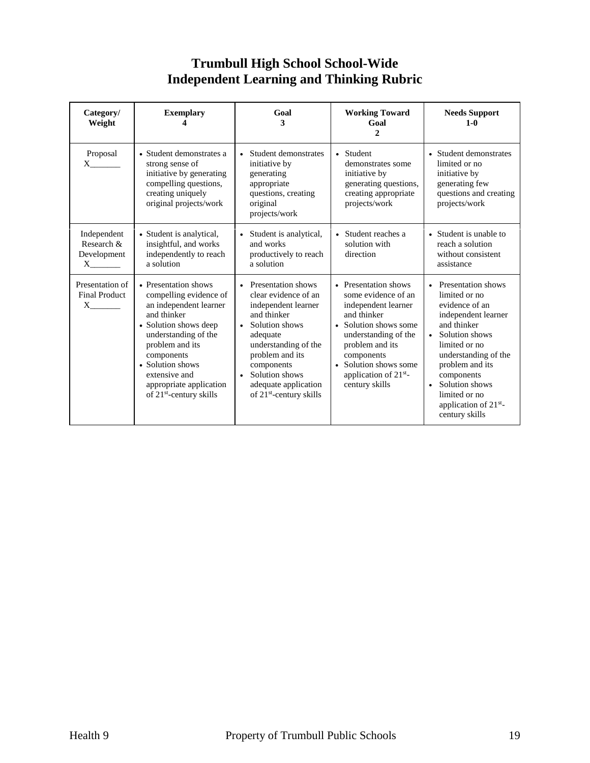# Trumbull High School School-Wide
# Independent Learning and Thinking Rubric

| Category/ Weight | Exemplary 4 | Goal 3 | Working Toward Goal 2 | Needs Support 1-0 |
|---|---|---|---|---|
| Proposal X_______ | • Student demonstrates a strong sense of initiative by generating compelling questions, creating uniquely original projects/work | • Student demonstrates initiative by generating appropriate questions, creating original projects/work | • Student demonstrates some initiative by generating questions, creating appropriate projects/work | • Student demonstrates limited or no initiative by generating few questions and creating projects/work |
| Independent Research & Development X_______ | • Student is analytical, insightful, and works independently to reach a solution | • Student is analytical, and works productively to reach a solution | • Student reaches a solution with direction | • Student is unable to reach a solution without consistent assistance |
| Presentation of Final Product X_______ | • Presentation shows compelling evidence of an independent learner and thinker<br>• Solution shows deep understanding of the problem and its components<br>• Solution shows extensive and appropriate application of 21st-century skills | • Presentation shows clear evidence of an independent learner and thinker<br>• Solution shows adequate understanding of the problem and its components<br>• Solution shows adequate application of 21st-century skills | • Presentation shows some evidence of an independent learner and thinker<br>• Solution shows some understanding of the problem and its components<br>• Solution shows some application of 21st-century skills | • Presentation shows limited or no evidence of an independent learner and thinker<br>• Solution shows limited or no understanding of the problem and its components<br>• Solution shows limited or no application of 21st-century skills |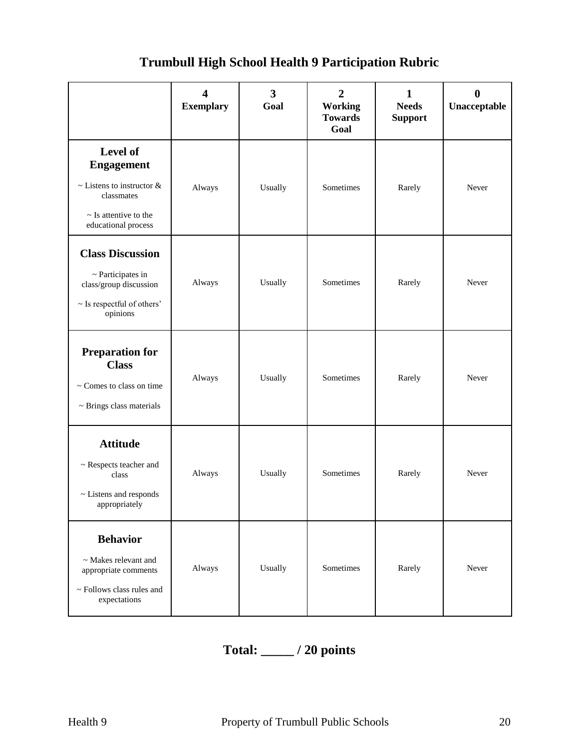# Trumbull High School Health 9 Participation Rubric

| | 4 Exemplary | 3 Goal | 2 Working Towards Goal | 1 Needs Support | 0 Unacceptable |
|---|---|---|---|---|---|
| **Level of Engagement**<br>~ Listens to instructor & classmates<br>~ Is attentive to the educational process | Always | Usually | Sometimes | Rarely | Never |
| **Class Discussion**<br>~ Participates in class/group discussion<br>~ Is respectful of others' opinions | Always | Usually | Sometimes | Rarely | Never |
| **Preparation for Class**<br>~ Comes to class on time<br>~ Brings class materials | Always | Usually | Sometimes | Rarely | Never |
| **Attitude**<br>~ Respects teacher and class<br>~ Listens and responds appropriately | Always | Usually | Sometimes | Rarely | Never |
| **Behavior**<br>~ Makes relevant and appropriate comments<br>~ Follows class rules and expectations | Always | Usually | Sometimes | Rarely | Never |

**Total: _____ / 20 points**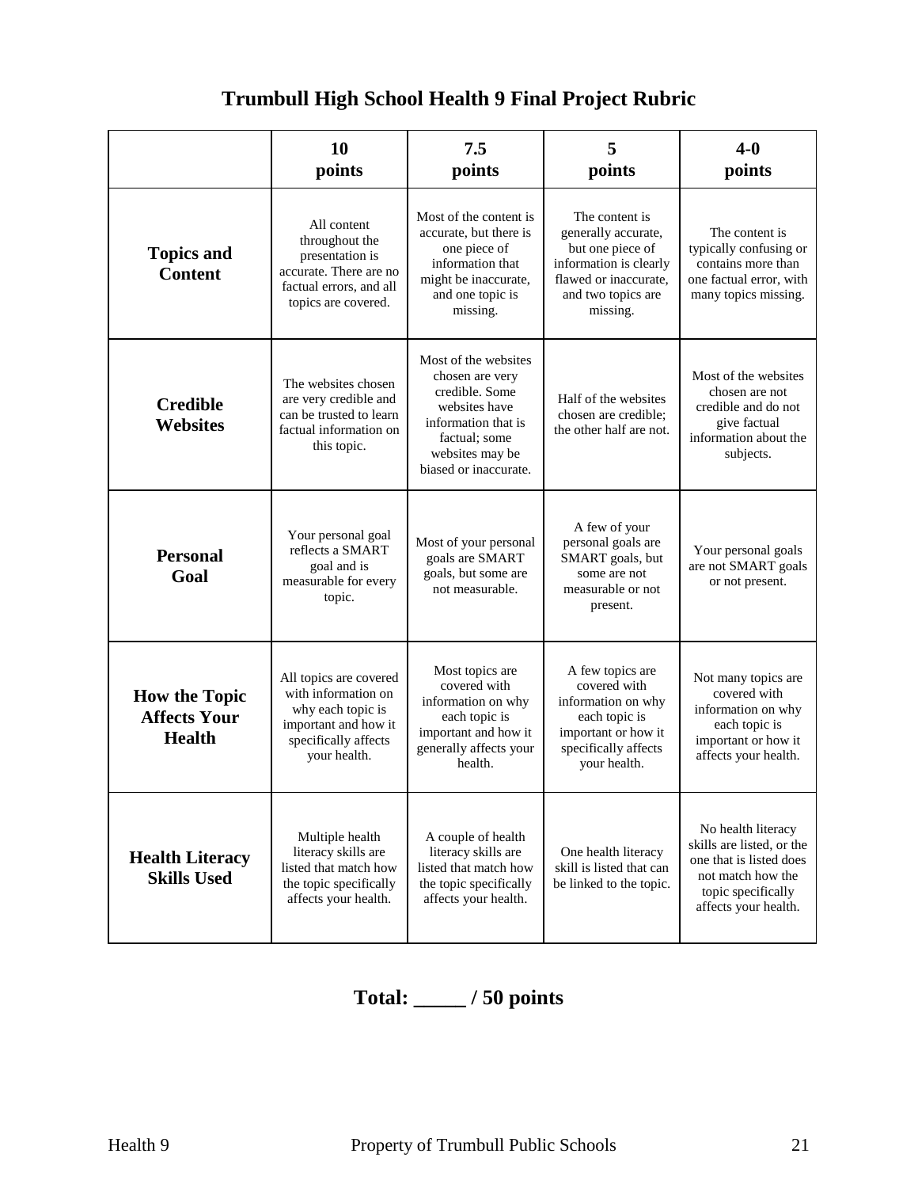# Trumbull High School Health 9 Final Project Rubric

| | 10 points | 7.5 points | 5 points | 4-0 points |
|---|---|---|---|---|
| **Topics and Content** | All content throughout the presentation is accurate. There are no factual errors, and all topics are covered. | Most of the content is accurate, but there is one piece of information that might be inaccurate, and one topic is missing. | The content is generally accurate, but one piece of information is clearly flawed or inaccurate, and two topics are missing. | The content is typically confusing or contains more than one factual error, with many topics missing. |
| **Credible Websites** | The websites chosen are very credible and can be trusted to learn factual information on this topic. | Most of the websites chosen are very credible. Some websites have information that is factual; some websites may be biased or inaccurate. | Half of the websites chosen are credible; the other half are not. | Most of the websites chosen are not credible and do not give factual information about the subjects. |
| **Personal Goal** | Your personal goal reflects a SMART goal and is measurable for every topic. | Most of your personal goals are SMART goals, but some are not measurable. | A few of your personal goals are SMART goals, but some are not measurable or not present. | Your personal goals are not SMART goals or not present. |
| **How the Topic Affects Your Health** | All topics are covered with information on why each topic is important and how it specifically affects your health. | Most topics are covered with information on why each topic is important and how it generally affects your health. | A few topics are covered with information on why each topic is important or how it specifically affects your health. | Not many topics are covered with information on why each topic is important or how it affects your health. |
| **Health Literacy Skills Used** | Multiple health literacy skills are listed that match how the topic specifically affects your health. | A couple of health literacy skills are listed that match how the topic specifically affects your health. | One health literacy skill is listed that can be linked to the topic. | No health literacy skills are listed, or the one that is listed does not match how the topic specifically affects your health. |

**Total: _____ / 50 points**